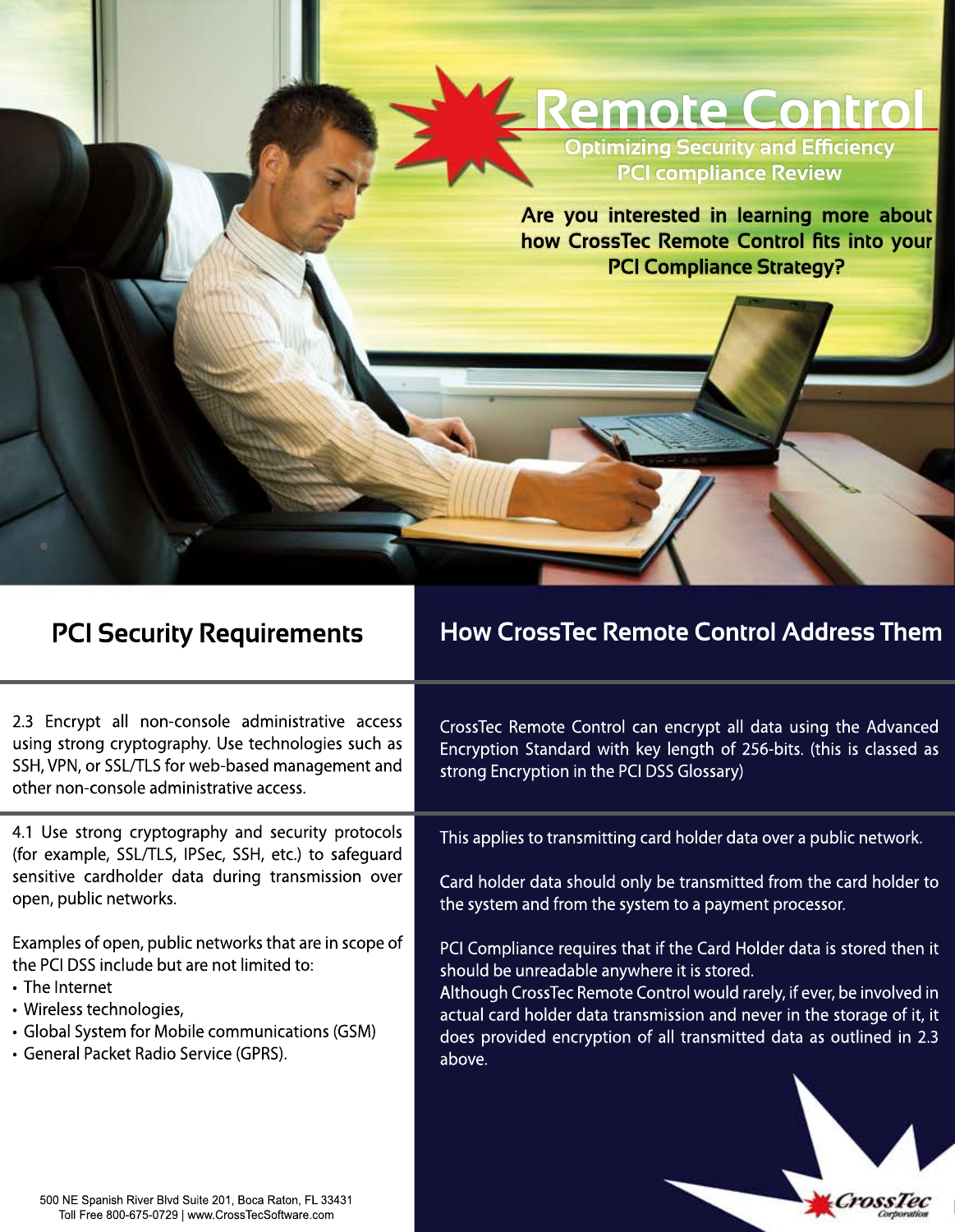# Remote Control

## Optimizing Security and Efficiency
## PCI compliance Review

**Are you interested in learning more about how CrossTec Remote Control fits into your PCI Compliance Strategy?**

| PCI Security Requirements | How CrossTec Remote Control Address Them |
| --- | --- |
| 2.3 Encrypt all non-console administrative access using strong cryptography. Use technologies such as SSH, VPN, or SSL/TLS for web-based management and other non-console administrative access. | CrossTec Remote Control can encrypt all data using the Advanced Encryption Standard with key length of 256-bits. (this is classed as strong Encryption in the PCI DSS Glossary) |
| 4.1 Use strong cryptography and security protocols (for example, SSL/TLS, IPSec, SSH, etc.) to safeguard sensitive cardholder data during transmission over open, public networks.<br><br>Examples of open, public networks that are in scope of the PCI DSS include but are not limited to:<br>• The Internet<br>• Wireless technologies,<br>• Global System for Mobile communications (GSM)<br>• General Packet Radio Service (GPRS). | This applies to transmitting card holder data over a public network.<br><br>Card holder data should only be transmitted from the card holder to the system and from the system to a payment processor.<br><br>PCI Compliance requires that if the Card Holder data is stored then it should be unreadable anywhere it is stored.<br>Although CrossTec Remote Control would rarely, if ever, be involved in actual card holder data transmission and never in the storage of it, it does provided encryption of all transmitted data as outlined in 2.3 above. |

500 NE Spanish River Blvd Suite 201, Boca Raton, FL 33431
Toll Free 800-675-0729 | www.CrossTecSoftware.com

CrossTec Corporation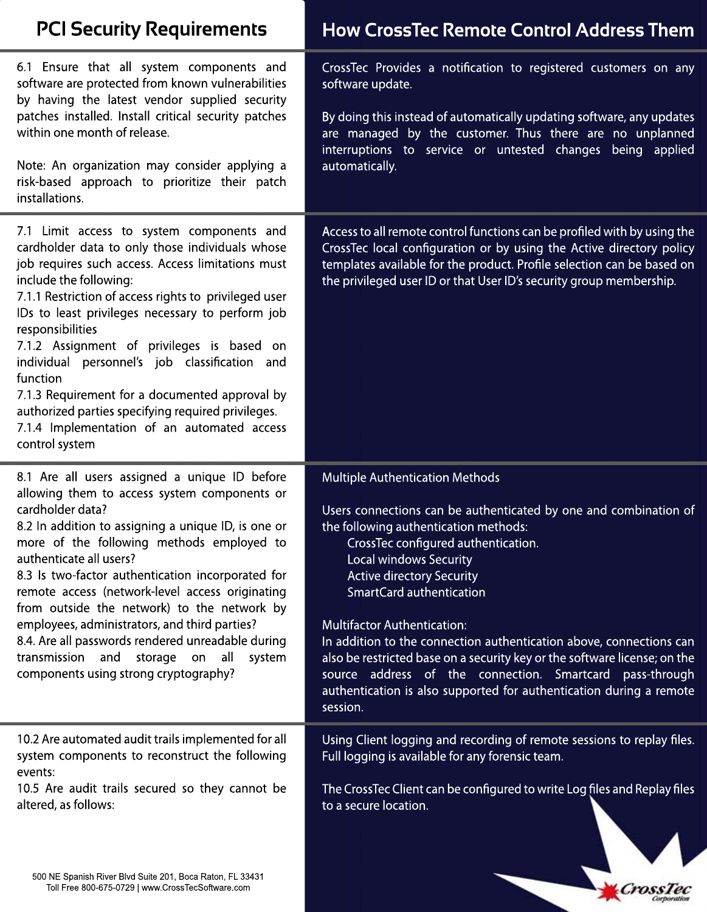| PCI Security Requirements | How CrossTec Remote Control Address Them |
|---|---|
| 6.1 Ensure that all system components and software are protected from known vulnerabilities by having the latest vendor supplied security patches installed. Install critical security patches within one month of release.<br><br>Note: An organization may consider applying a risk-based approach to prioritize their patch installations. | CrossTec Provides a notification to registered customers on any software update.<br><br>By doing this instead of automatically updating software, any updates are managed by the customer. Thus there are no unplanned interruptions to service or untested changes being applied automatically. |
| 7.1 Limit access to system components and cardholder data to only those individuals whose job requires such access. Access limitations must include the following:<br>7.1.1 Restriction of access rights to privileged user IDs to least privileges necessary to perform job responsibilities<br>7.1.2 Assignment of privileges is based on individual personnel's job classification and function<br>7.1.3 Requirement for a documented approval by authorized parties specifying required privileges.<br>7.1.4 Implementation of an automated access control system | Access to all remote control functions can be profiled with by using the CrossTec local configuration or by using the Active directory policy templates available for the product. Profile selection can be based on the privileged user ID or that User ID's security group membership. |
| 8.1 Are all users assigned a unique ID before allowing them to access system components or cardholder data?<br>8.2 In addition to assigning a unique ID, is one or more of the following methods employed to authenticate all users?<br>8.3 Is two-factor authentication incorporated for remote access (network-level access originating from outside the network) to the network by employees, administrators, and third parties?<br>8.4. Are all passwords rendered unreadable during transmission and storage on all system components using strong cryptography? | Multiple Authentication Methods<br><br>Users connections can be authenticated by one and combination of the following authentication methods:<br>CrossTec configured authentication.<br>Local windows Security<br>Active directory Security<br>SmartCard authentication<br><br>Multifactor Authentication:<br>In addition to the connection authentication above, connections can also be restricted base on a security key or the software license; on the source address of the connection. Smartcard pass-through authentication is also supported for authentication during a remote session. |
| 10.2 Are automated audit trails implemented for all system components to reconstruct the following events:<br>10.5 Are audit trails secured so they cannot be altered, as follows: | Using Client logging and recording of remote sessions to replay files. Full logging is available for any forensic team.<br><br>The CrossTec Client can be configured to write Log files and Replay files to a secure location. |

500 NE Spanish River Blvd Suite 201, Boca Raton, FL 33431
Toll Free 800-675-0729 | www.CrossTecSoftware.com

CrossTec Corporation